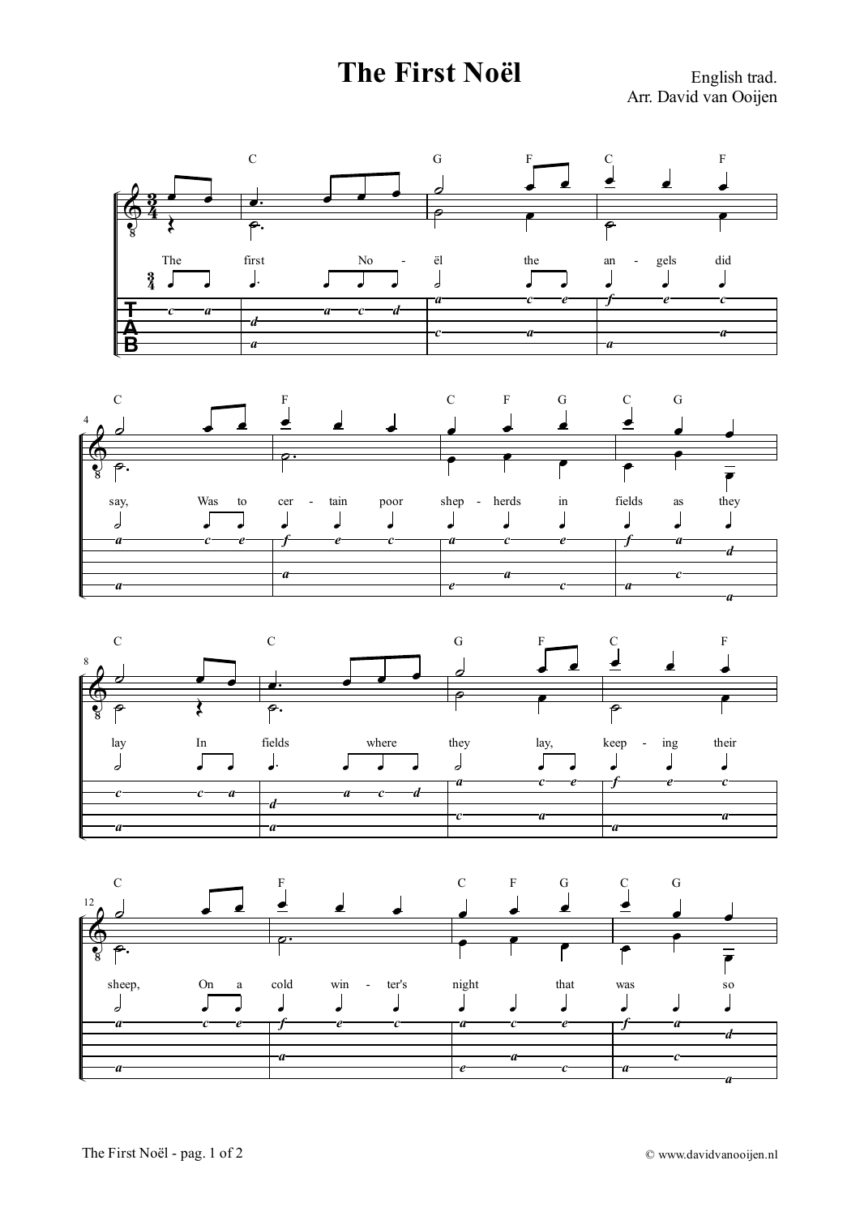# The First Noël

English trad.
Arr. David van Ooijen

The first Noël the angels did say,
Was to certain poor shepherds in fields as they lay
In fields where they lay, keeping their sheep,
On a cold winter's night that was so